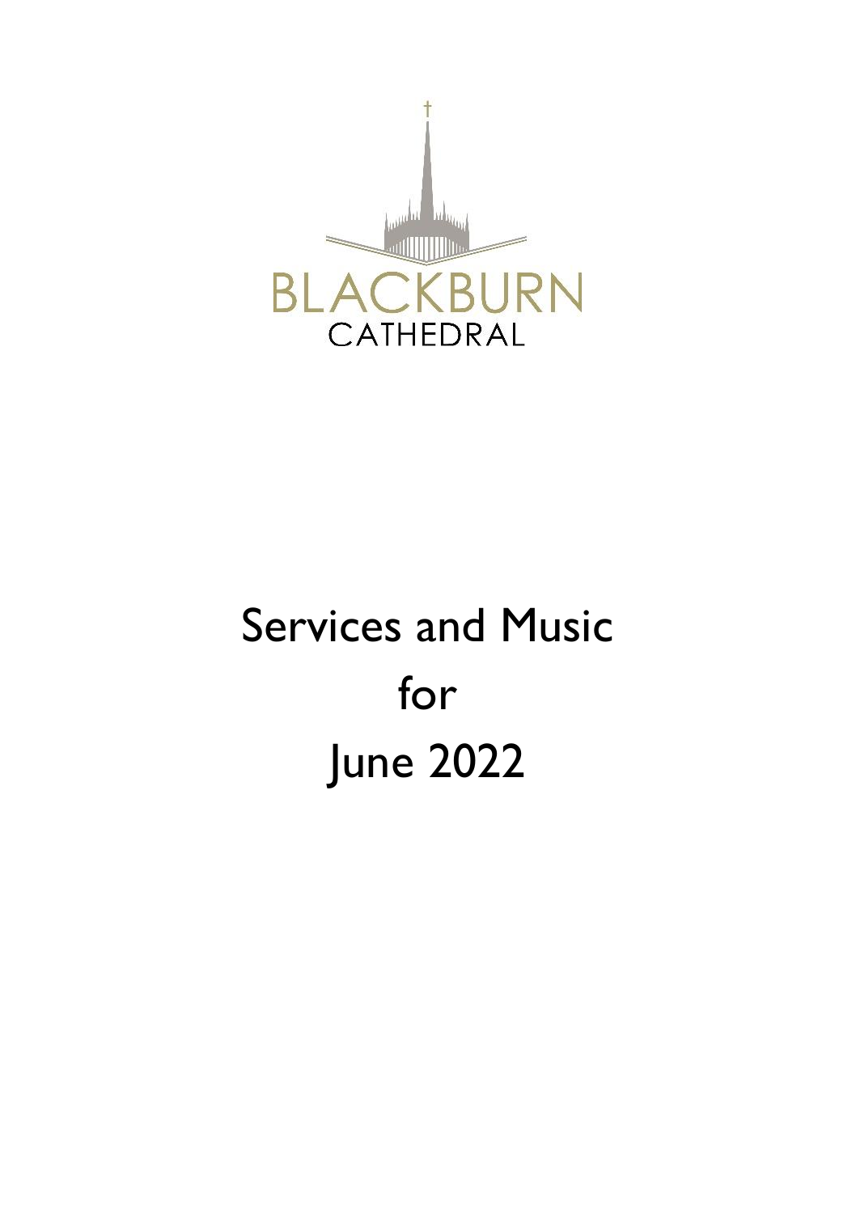BLACKBURN
CATHEDRAL

# Services and Music
# for
# June 2022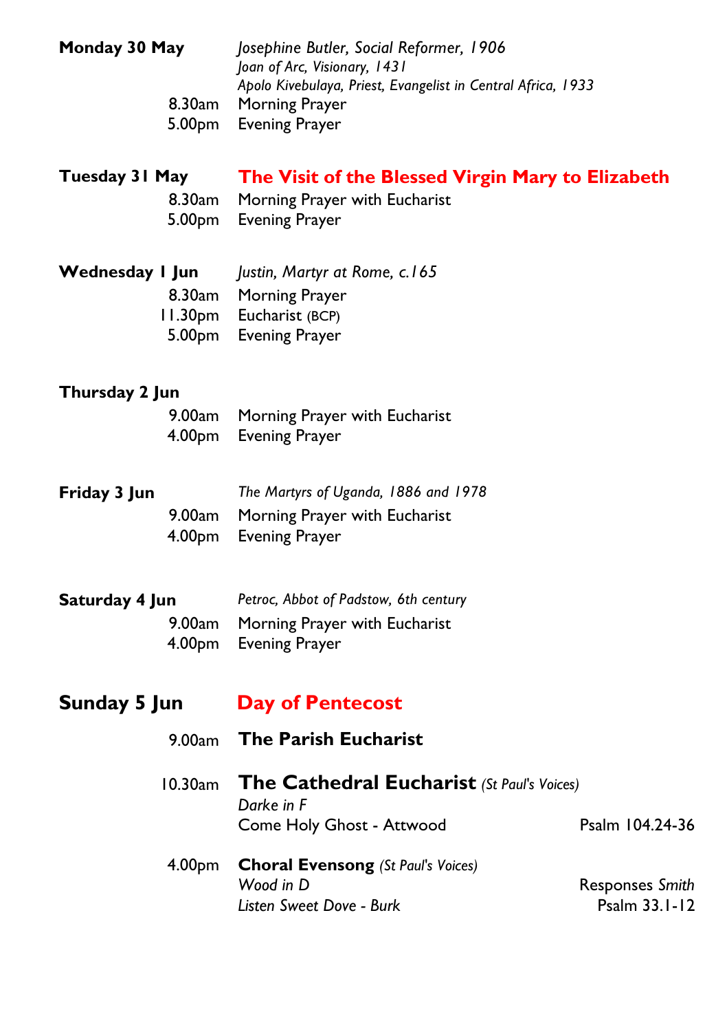**Monday 30 May** *Josephine Butler, Social Reformer, 1906*
*Joan of Arc, Visionary, 1431*
*Apolo Kivebulaya, Priest, Evangelist in Central Africa, 1933*

8.30am Morning Prayer
5.00pm Evening Prayer

**Tuesday 31 May** **The Visit of the Blessed Virgin Mary to Elizabeth**

8.30am Morning Prayer with Eucharist
5.00pm Evening Prayer

**Wednesday 1 Jun** *Justin, Martyr at Rome, c.165*

8.30am Morning Prayer
11.30pm Eucharist (BCP)
5.00pm Evening Prayer

**Thursday 2 Jun**

9.00am Morning Prayer with Eucharist
4.00pm Evening Prayer

**Friday 3 Jun** *The Martyrs of Uganda, 1886 and 1978*

9.00am Morning Prayer with Eucharist
4.00pm Evening Prayer

**Saturday 4 Jun** *Petroc, Abbot of Padstow, 6th century*

9.00am Morning Prayer with Eucharist
4.00pm Evening Prayer

## Sunday 5 Jun **Day of Pentecost**

9.00am **The Parish Eucharist**

10.30am **The Cathedral Eucharist** *(St Paul's Voices)*
*Darke in F*
Come Holy Ghost - Attwood Psalm 104.24-36

4.00pm **Choral Evensong** *(St Paul's Voices)*
*Wood in D* Responses *Smith*
*Listen Sweet Dove - Burk* Psalm 33.1-12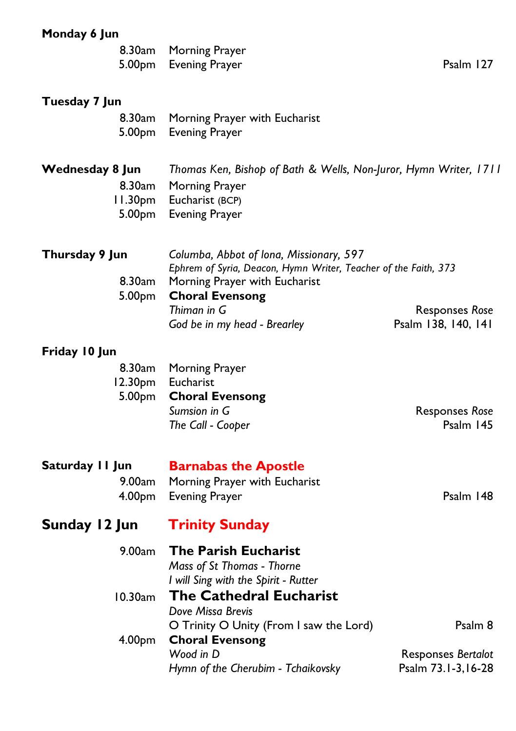**Monday 6 Jun**

8.30am Morning Prayer
5.00pm Evening Prayer — Psalm 127

**Tuesday 7 Jun**

8.30am Morning Prayer with Eucharist
5.00pm Evening Prayer

**Wednesday 8 Jun** — *Thomas Ken, Bishop of Bath & Wells, Non-Juror, Hymn Writer, 1711*

8.30am Morning Prayer
11.30pm Eucharist (BCP)
5.00pm Evening Prayer

**Thursday 9 Jun** — *Columba, Abbot of Iona, Missionary, 597*
*Ephrem of Syria, Deacon, Hymn Writer, Teacher of the Faith, 373*

8.30am Morning Prayer with Eucharist
5.00pm **Choral Evensong**
*Thiman in G* — Responses *Rose*
*God be in my head - Brearley* — Psalm 138, 140, 141

**Friday 10 Jun**

8.30am Morning Prayer
12.30pm Eucharist
5.00pm **Choral Evensong**
*Sumsion in G* — Responses *Rose*
*The Call - Cooper* — Psalm 145

**Saturday 11 Jun** — **Barnabas the Apostle**

9.00am Morning Prayer with Eucharist
4.00pm Evening Prayer — Psalm 148

## Sunday 12 Jun — Trinity Sunday

9.00am **The Parish Eucharist**
*Mass of St Thomas - Thorne*
*I will Sing with the Spirit - Rutter*

10.30am **The Cathedral Eucharist**
*Dove Missa Brevis*
O Trinity O Unity (From I saw the Lord) — Psalm 8

4.00pm **Choral Evensong**
*Wood in D* — Responses *Bertalot*
*Hymn of the Cherubim - Tchaikovsky* — Psalm 73.1-3,16-28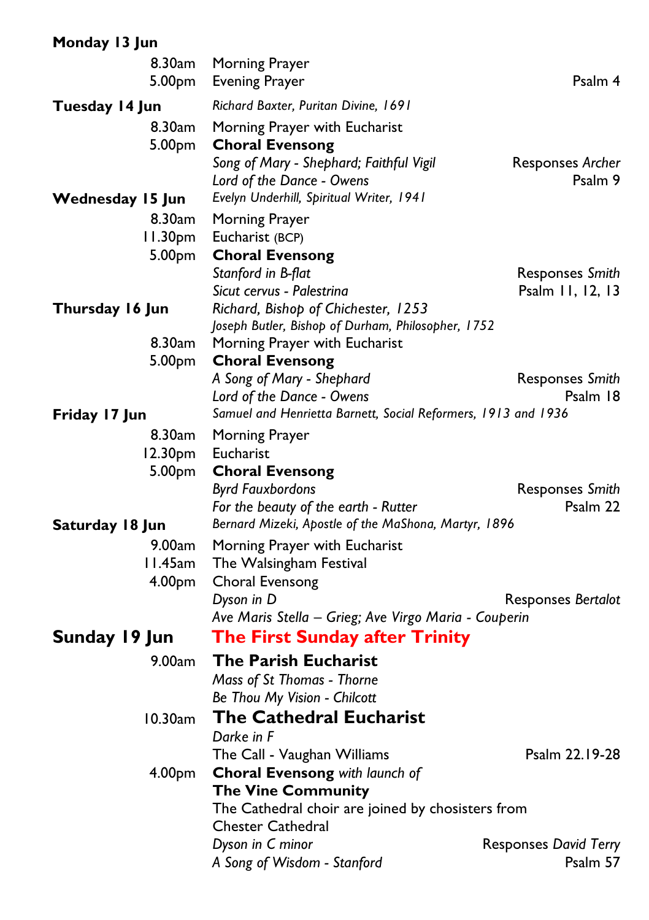**Monday 13 Jun**

8.30am Morning Prayer
5.00pm Evening Prayer — Psalm 4

**Tuesday 14 Jun** — *Richard Baxter, Puritan Divine, 1691*

8.30am Morning Prayer with Eucharist
5.00pm **Choral Evensong**
*Song of Mary - Shephard; Faithful Vigil* — Responses *Archer*
*Lord of the Dance - Owens* — Psalm 9

**Wednesday 15 Jun** — *Evelyn Underhill, Spiritual Writer, 1941*

8.30am Morning Prayer
11.30pm Eucharist (BCP)
5.00pm **Choral Evensong**
*Stanford in B-flat* — Responses *Smith*
*Sicut cervus - Palestrina* — Psalm 11, 12, 13

**Thursday 16 Jun** — *Richard, Bishop of Chichester, 1253*
*Joseph Butler, Bishop of Durham, Philosopher, 1752*

8.30am Morning Prayer with Eucharist
5.00pm **Choral Evensong**
*A Song of Mary - Shephard* — Responses *Smith*
*Lord of the Dance - Owens* — Psalm 18

**Friday 17 Jun** — *Samuel and Henrietta Barnett, Social Reformers, 1913 and 1936*

8.30am Morning Prayer
12.30pm Eucharist
5.00pm **Choral Evensong**
*Byrd Fauxbordons* — Responses *Smith*
*For the beauty of the earth - Rutter* — Psalm 22

**Saturday 18 Jun** — *Bernard Mizeki, Apostle of the MaShona, Martyr, 1896*

9.00am Morning Prayer with Eucharist
11.45am The Walsingham Festival
4.00pm Choral Evensong
*Dyson in D* — Responses *Bertalot*
*Ave Maris Stella – Grieg; Ave Virgo Maria - Couperin*

## Sunday 19 Jun — The First Sunday after Trinity

9.00am **The Parish Eucharist**
*Mass of St Thomas - Thorne*
*Be Thou My Vision - Chilcott*

10.30am **The Cathedral Eucharist**
*Darke in F*
The Call - Vaughan Williams — Psalm 22.19-28

4.00pm **Choral Evensong** *with launch of*
**The Vine Community**
The Cathedral choir are joined by chosisters from Chester Cathedral
*Dyson in C minor* — Responses *David Terry*
*A Song of Wisdom - Stanford* — Psalm 57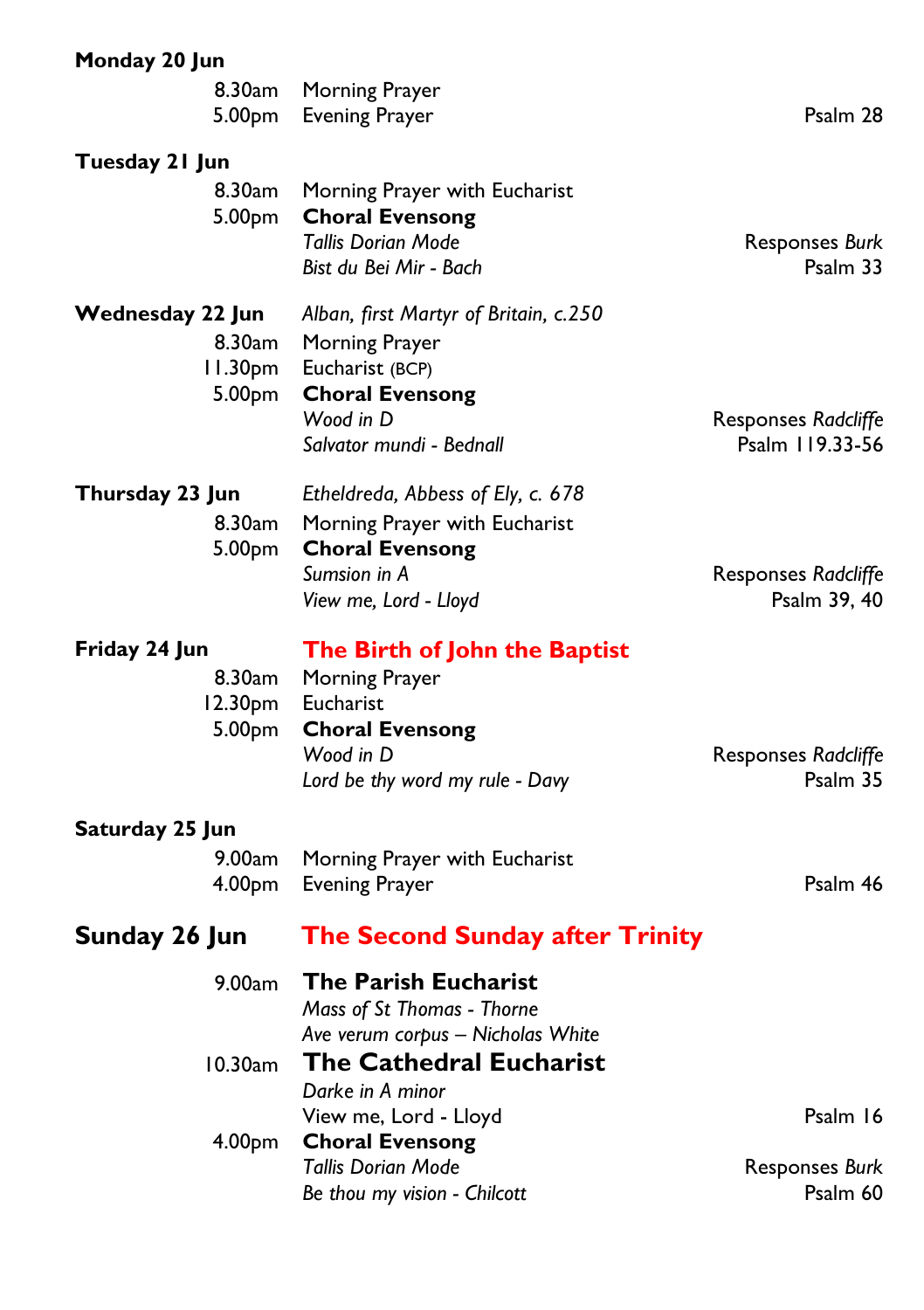**Monday 20 Jun**

8.30am Morning Prayer

5.00pm Evening Prayer — Psalm 28

**Tuesday 21 Jun**

8.30am Morning Prayer with Eucharist

5.00pm **Choral Evensong**

*Tallis Dorian Mode* — Responses *Burk*

*Bist du Bei Mir - Bach* — Psalm 33

**Wednesday 22 Jun** — *Alban, first Martyr of Britain, c.250*

8.30am Morning Prayer

11.30pm Eucharist (BCP)

5.00pm **Choral Evensong**

*Wood in D* — Responses *Radcliffe*

*Salvator mundi - Bednall* — Psalm 119.33-56

**Thursday 23 Jun** — *Etheldreda, Abbess of Ely, c. 678*

8.30am Morning Prayer with Eucharist

5.00pm **Choral Evensong**

*Sumsion in A* — Responses *Radcliffe*

*View me, Lord - Lloyd* — Psalm 39, 40

**Friday 24 Jun** — **The Birth of John the Baptist**

8.30am Morning Prayer

12.30pm Eucharist

5.00pm **Choral Evensong**

*Wood in D* — Responses *Radcliffe*

*Lord be thy word my rule - Davy* — Psalm 35

**Saturday 25 Jun**

9.00am Morning Prayer with Eucharist

4.00pm Evening Prayer — Psalm 46

## Sunday 26 Jun — The Second Sunday after Trinity

9.00am **The Parish Eucharist**

*Mass of St Thomas - Thorne*

*Ave verum corpus – Nicholas White*

10.30am **The Cathedral Eucharist**

*Darke in A minor*

View me, Lord - Lloyd — Psalm 16

4.00pm **Choral Evensong**

*Tallis Dorian Mode* — Responses *Burk*

*Be thou my vision - Chilcott* — Psalm 60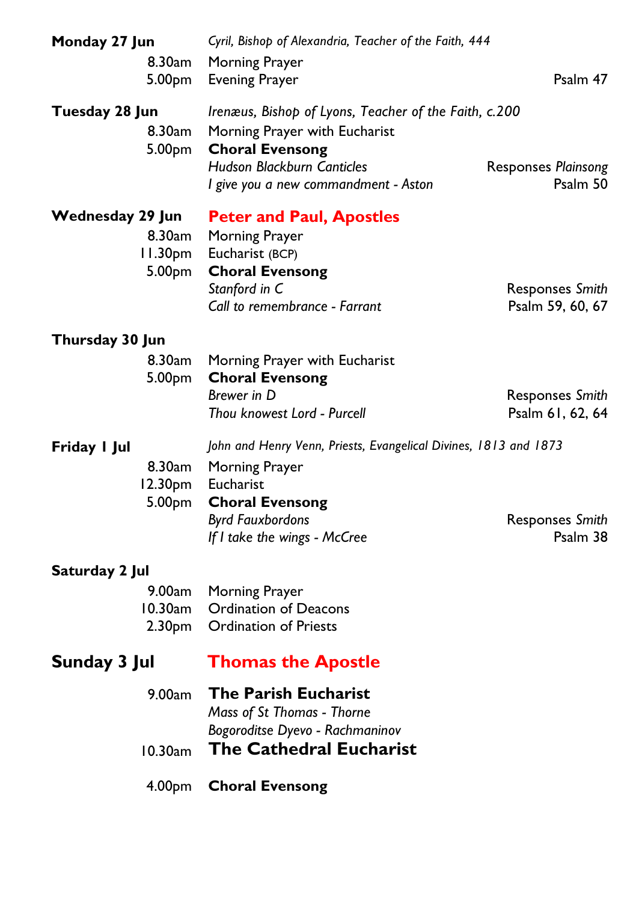**Monday 27 Jun** — *Cyril, Bishop of Alexandria, Teacher of the Faith, 444*

8.30am Morning Prayer
5.00pm Evening Prayer — Psalm 47

**Tuesday 28 Jun** — *Irenæus, Bishop of Lyons, Teacher of the Faith, c.200*

8.30am Morning Prayer with Eucharist
5.00pm **Choral Evensong**
*Hudson Blackburn Canticles* — Responses *Plainsong*
*I give you a new commandment - Aston* — Psalm 50

**Wednesday 29 Jun** — **Peter and Paul, Apostles**

8.30am Morning Prayer
11.30pm Eucharist (BCP)
5.00pm **Choral Evensong**
*Stanford in C* — Responses *Smith*
*Call to remembrance - Farrant* — Psalm 59, 60, 67

**Thursday 30 Jun**

8.30am Morning Prayer with Eucharist
5.00pm **Choral Evensong**
*Brewer in D* — Responses *Smith*
*Thou knowest Lord - Purcell* — Psalm 61, 62, 64

**Friday 1 Jul** — *John and Henry Venn, Priests, Evangelical Divines, 1813 and 1873*

8.30am Morning Prayer
12.30pm Eucharist
5.00pm **Choral Evensong**
*Byrd Fauxbordons* — Responses *Smith*
*If I take the wings - McCree* — Psalm 38

**Saturday 2 Jul**

9.00am Morning Prayer
10.30am Ordination of Deacons
2.30pm Ordination of Priests

## Sunday 3 Jul — Thomas the Apostle

9.00am **The Parish Eucharist**
*Mass of St Thomas - Thorne*
*Bogoroditse Dyevo - Rachmaninov*

10.30am **The Cathedral Eucharist**

4.00pm **Choral Evensong**